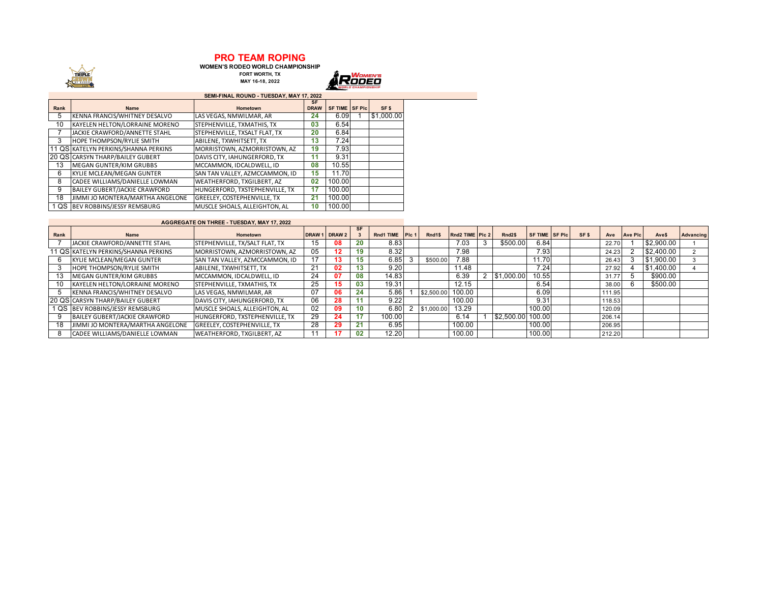# PRO TEAM ROPING

**WOMEN'S RODEO WORLD CHAMPIONSHIP**

**FORT WORTH, TX**

**MAY 16-18, 2022**

### SEMI-FINAL ROUND - TUESDAY, MAY 17, 2022

| Rank | Name | Hometown | SF DRAW | SF TIME | SF Plc | SF $ |
|---|---|---|---|---|---|---|
| 5 | KENNA FRANCIS/WHITNEY DESALVO | LAS VEGAS, NMWILMAR, AR | 24 | 6.09 | 1 | $1,000.00 |
| 10 | KAYELEN HELTON/LORRAINE MORENO | STEPHENVILLE, TXMATHIS, TX | 03 | 6.54 | | |
| 7 | JACKIE CRAWFORD/ANNETTE STAHL | STEPHENVILLE, TXSALT FLAT, TX | 20 | 6.84 | | |
| 3 | HOPE THOMPSON/RYLIE SMITH | ABILENE, TXWHITSETT, TX | 13 | 7.24 | | |
| 11 QS | KATELYN PERKINS/SHANNA PERKINS | MORRISTOWN, AZMORRISTOWN, AZ | 19 | 7.93 | | |
| 20 QS | CARSYN THARP/BAILEY GUBERT | DAVIS CITY, IAHUNGERFORD, TX | 11 | 9.31 | | |
| 13 | MEGAN GUNTER/KIM GRUBBS | MCCAMMON, IDCALDWELL, ID | 08 | 10.55 | | |
| 6 | KYLIE MCLEAN/MEGAN GUNTER | SAN TAN VALLEY, AZMCCAMMON, ID | 15 | 11.70 | | |
| 8 | CADEE WILLIAMS/DANIELLE LOWMAN | WEATHERFORD, TXGILBERT, AZ | 02 | 100.00 | | |
| 9 | BAILEY GUBERT/JACKIE CRAWFORD | HUNGERFORD, TXSTEPHENVILLE, TX | 17 | 100.00 | | |
| 18 | JIMMI JO MONTERA/MARTHA ANGELONE | GREELEY, COSTEPHENVILLE, TX | 21 | 100.00 | | |
| 1 QS | BEV ROBBINS/JESSY REMSBURG | MUSCLE SHOALS, ALLEIGHTON, AL | 10 | 100.00 | | |

### AGGREGATE ON THREE - TUESDAY, MAY 17, 2022

| Rank | Name | Hometown | DRAW 1 | DRAW 2 | SF 3 | Rnd1 TIME | Plc 1 | Rnd1$ | Rnd2 TIME | Plc 2 | Rnd2$ | SF TIME | SF Plc | SF $ | Ave | Ave Plc | Ave$ | Advancing |
|---|---|---|---|---|---|---|---|---|---|---|---|---|---|---|---|---|---|---|
| 7 | JACKIE CRAWFORD/ANNETTE STAHL | STEPHENVILLE, TX/SALT FLAT, TX | 15 | 08 | 20 | 8.83 | | | 7.03 | 3 | $500.00 | 6.84 | | | 22.70 | 1 | $2,900.00 | 1 |
| 11 QS | KATELYN PERKINS/SHANNA PERKINS | MORRISTOWN, AZMORRISTOWN, AZ | 05 | 12 | 19 | 8.32 | | | 7.98 | | | 7.93 | | | 24.23 | 2 | $2,400.00 | 2 |
| 6 | KYLIE MCLEAN/MEGAN GUNTER | SAN TAN VALLEY, AZMCCAMMON, ID | 17 | 13 | 15 | 6.85 | 3 | $500.00 | 7.88 | | | 11.70 | | | 26.43 | 3 | $1,900.00 | 3 |
| 3 | HOPE THOMPSON/RYLIE SMITH | ABILENE, TXWHITSETT, TX | 21 | 02 | 13 | 9.20 | | | 11.48 | | | 7.24 | | | 27.92 | 4 | $1,400.00 | 4 |
| 13 | MEGAN GUNTER/KIM GRUBBS | MCCAMMON, IDCALDWELL, ID | 24 | 07 | 08 | 14.83 | | | 6.39 | 2 | $1,000.00 | 10.55 | | | 31.77 | 5 | $900.00 | |
| 10 | KAYELEN HELTON/LORRAINE MORENO | STEPHENVILLE, TXMATHIS, TX | 25 | 15 | 03 | 19.31 | | | 12.15 | | | 6.54 | | | 38.00 | 6 | $500.00 | |
| 5 | KENNA FRANCIS/WHITNEY DESALVO | LAS VEGAS, NMWILMAR, AR | 07 | 06 | 24 | 5.86 | 1 | $2,500.00 | 100.00 | | | 6.09 | | | 111.95 | | | |
| 20 QS | CARSYN THARP/BAILEY GUBERT | DAVIS CITY, IAHUNGERFORD, TX | 06 | 28 | 11 | 9.22 | | | 100.00 | | | 9.31 | | | 118.53 | | | |
| 1 QS | BEV ROBBINS/JESSY REMSBURG | MUSCLE SHOALS, ALLEIGHTON, AL | 02 | 09 | 10 | 6.80 | 2 | $1,000.00 | 13.29 | | | 100.00 | | | 120.09 | | | |
| 9 | BAILEY GUBERT/JACKIE CRAWFORD | HUNGERFORD, TXSTEPHENVILLE, TX | 29 | 24 | 17 | 100.00 | | | 6.14 | 1 | $2,500.00 | 100.00 | | | 206.14 | | | |
| 18 | JIMMI JO MONTERA/MARTHA ANGELONE | GREELEY, COSTEPHENVILLE, TX | 28 | 29 | 21 | 6.95 | | | 100.00 | | | 100.00 | | | 206.95 | | | |
| 8 | CADEE WILLIAMS/DANIELLE LOWMAN | WEATHERFORD, TXGILBERT, AZ | 11 | 17 | 02 | 12.20 | | | 100.00 | | | 100.00 | | | 212.20 | | | |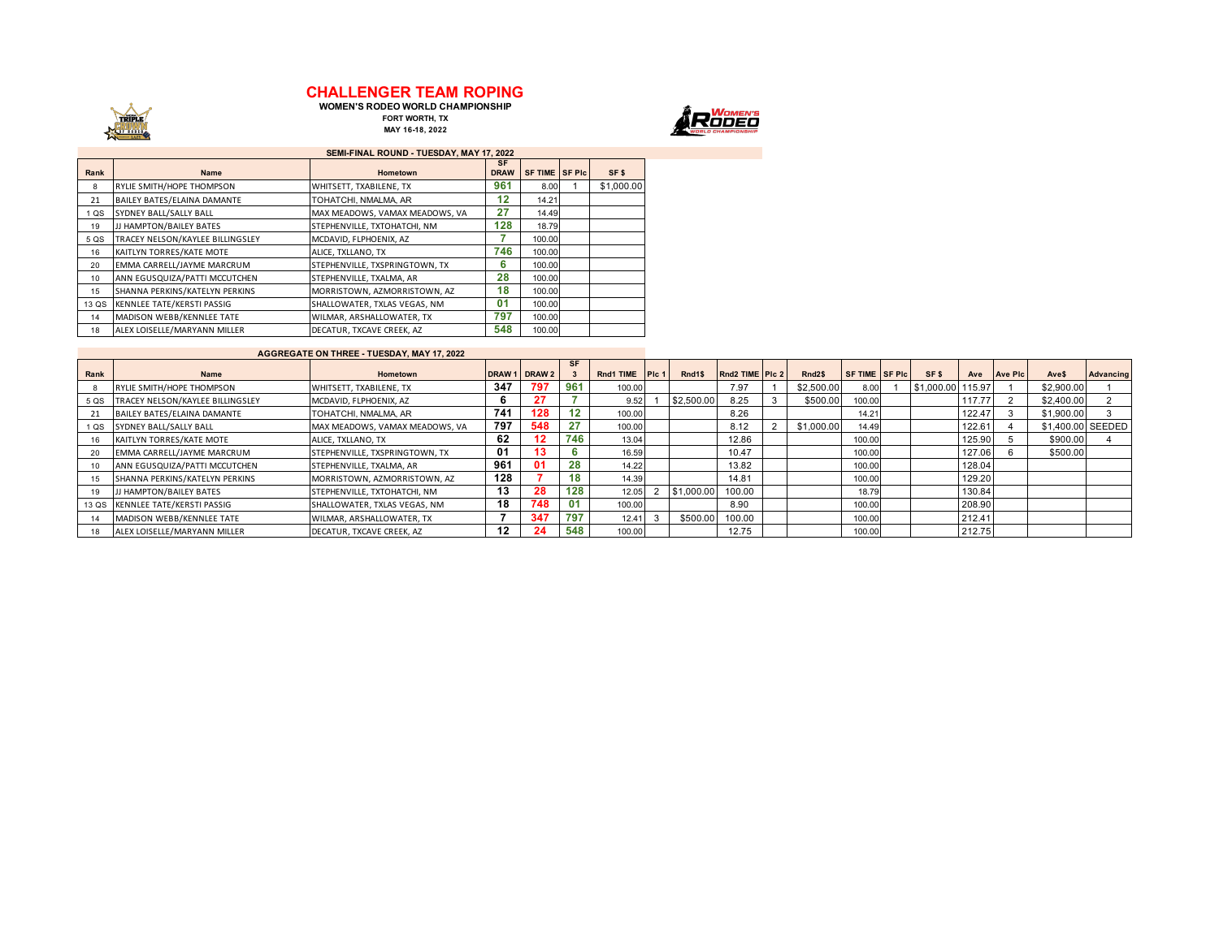# CHALLENGER TEAM ROPING

**WOMEN'S RODEO WORLD CHAMPIONSHIP**

**FORT WORTH, TX**

**MAY 16-18, 2022**

## SEMI-FINAL ROUND - TUESDAY, MAY 17, 2022

| Rank | Name | Hometown | SF DRAW | SF TIME | SF Plc | SF $ |
|---|---|---|---|---|---|---|
| 8 | RYLIE SMITH/HOPE THOMPSON | WHITSETT, TXABILENE, TX | 961 | 8.00 | 1 | $1,000.00 |
| 21 | BAILEY BATES/ELAINA DAMANTE | TOHATCHI, NMALMA, AR | 12 | 14.21 | | |
| 1 QS | SYDNEY BALL/SALLY BALL | MAX MEADOWS, VAMAX MEADOWS, VA | 27 | 14.49 | | |
| 19 | JJ HAMPTON/BAILEY BATES | STEPHENVILLE, TXTOHATCHI, NM | 128 | 18.79 | | |
| 5 QS | TRACEY NELSON/KAYLEE BILLINGSLEY | MCDAVID, FLPHOENIX, AZ | 7 | 100.00 | | |
| 16 | KAITLYN TORRES/KATE MOTE | ALICE, TXLLANO, TX | 746 | 100.00 | | |
| 20 | EMMA CARRELL/JAYME MARCRUM | STEPHENVILLE, TXSPRINGTOWN, TX | 6 | 100.00 | | |
| 10 | ANN EGUSQUIZA/PATTI MCCUTCHEN | STEPHENVILLE, TXALMA, AR | 28 | 100.00 | | |
| 15 | SHANNA PERKINS/KATELYN PERKINS | MORRISTOWN, AZMORRISTOWN, AZ | 18 | 100.00 | | |
| 13 QS | KENNLEE TATE/KERSTI PASSIG | SHALLOWATER, TXLAS VEGAS, NM | 01 | 100.00 | | |
| 14 | MADISON WEBB/KENNLEE TATE | WILMAR, ARSHALLOWATER, TX | 797 | 100.00 | | |
| 18 | ALEX LOISELLE/MARYANN MILLER | DECATUR, TXCAVE CREEK, AZ | 548 | 100.00 | | |

## AGGREGATE ON THREE - TUESDAY, MAY 17, 2022

| Rank | Name | Hometown | DRAW 1 | DRAW 2 | SF 3 | Rnd1 TIME | Plc 1 | Rnd1$ | Rnd2 TIME | Plc 2 | Rnd2$ | SF TIME | SF Plc | SF $ | Ave | Ave Plc | Ave$ | Advancing |
|---|---|---|---|---|---|---|---|---|---|---|---|---|---|---|---|---|---|---|
| 8 | RYLIE SMITH/HOPE THOMPSON | WHITSETT, TXABILENE, TX | 347 | 797 | 961 | 100.00 | | | 7.97 | 1 | $2,500.00 | 8.00 | 1 | $1,000.00 | 115.97 | 1 | $2,900.00 | 1 |
| 5 QS | TRACEY NELSON/KAYLEE BILLINGSLEY | MCDAVID, FLPHOENIX, AZ | 6 | 27 | 7 | 9.52 | 1 | $2,500.00 | 8.25 | 3 | $500.00 | 100.00 | | | 117.77 | 2 | $2,400.00 | 2 |
| 21 | BAILEY BATES/ELAINA DAMANTE | TOHATCHI, NMALMA, AR | 741 | 128 | 12 | 100.00 | | | 8.26 | | | 14.21 | | | 122.47 | 3 | $1,900.00 | 3 |
| 1 QS | SYDNEY BALL/SALLY BALL | MAX MEADOWS, VAMAX MEADOWS, VA | 797 | 548 | 27 | 100.00 | | | 8.12 | 2 | $1,000.00 | 14.49 | | | 122.61 | 4 | $1,400.00 | SEEDED |
| 16 | KAITLYN TORRES/KATE MOTE | ALICE, TXLLANO, TX | 62 | 12 | 746 | 13.04 | | | 12.86 | | | 100.00 | | | 125.90 | 5 | $900.00 | 4 |
| 20 | EMMA CARRELL/JAYME MARCRUM | STEPHENVILLE, TXSPRINGTOWN, TX | 01 | 13 | 6 | 16.59 | | | 10.47 | | | 100.00 | | | 127.06 | 6 | $500.00 | |
| 10 | ANN EGUSQUIZA/PATTI MCCUTCHEN | STEPHENVILLE, TXALMA, AR | 961 | 01 | 28 | 14.22 | | | 13.82 | | | 100.00 | | | 128.04 | | | |
| 15 | SHANNA PERKINS/KATELYN PERKINS | MORRISTOWN, AZMORRISTOWN, AZ | 128 | 7 | 18 | 14.39 | | | 14.81 | | | 100.00 | | | 129.20 | | | |
| 19 | JJ HAMPTON/BAILEY BATES | STEPHENVILLE, TXTOHATCHI, NM | 13 | 28 | 128 | 12.05 | 2 | $1,000.00 | 100.00 | | | 18.79 | | | 130.84 | | | |
| 13 QS | KENNLEE TATE/KERSTI PASSIG | SHALLOWATER, TXLAS VEGAS, NM | 18 | 748 | 01 | 100.00 | | | 8.90 | | | 100.00 | | | 208.90 | | | |
| 14 | MADISON WEBB/KENNLEE TATE | WILMAR, ARSHALLOWATER, TX | 7 | 347 | 797 | 12.41 | 3 | $500.00 | 100.00 | | | 100.00 | | | 212.41 | | | |
| 18 | ALEX LOISELLE/MARYANN MILLER | DECATUR, TXCAVE CREEK, AZ | 12 | 24 | 548 | 100.00 | | | 12.75 | | | 100.00 | | | 212.75 | | | |